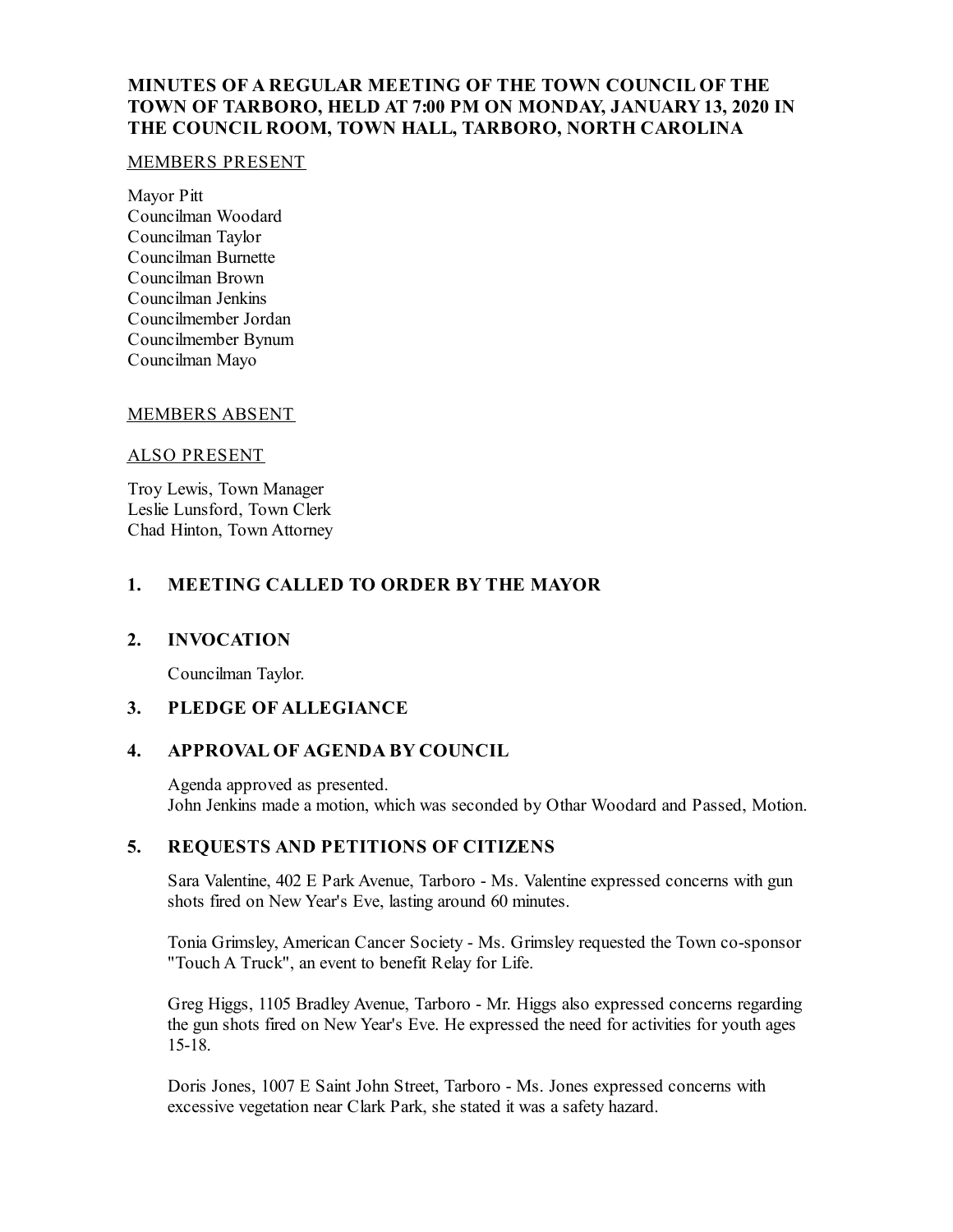# MINUTES OF A REGULAR MEETING OF THE TOWN COUNCIL OF THE TOWN OF TARBORO, HELD AT 7:00 PM ON MONDAY, JANUARY 13, 2020 IN THE COUNCIL ROOM, TOWN HALL, TARBORO, NORTH CAROLINA

MEMBERS PRESENT

Mayor Pitt
Councilman Woodard
Councilman Taylor
Councilman Burnette
Councilman Brown
Councilman Jenkins
Councilmember Jordan
Councilmember Bynum
Councilman Mayo

MEMBERS ABSENT

ALSO PRESENT

Troy Lewis, Town Manager
Leslie Lunsford, Town Clerk
Chad Hinton, Town Attorney

## 1. MEETING CALLED TO ORDER BY THE MAYOR

## 2. INVOCATION

Councilman Taylor.

## 3. PLEDGE OF ALLEGIANCE

## 4. APPROVAL OF AGENDA BY COUNCIL

Agenda approved as presented.
John Jenkins made a motion, which was seconded by Othar Woodard and Passed, Motion.

## 5. REQUESTS AND PETITIONS OF CITIZENS

Sara Valentine, 402 E Park Avenue, Tarboro - Ms. Valentine expressed concerns with gun shots fired on New Year's Eve, lasting around 60 minutes.

Tonia Grimsley, American Cancer Society - Ms. Grimsley requested the Town co-sponsor "Touch A Truck", an event to benefit Relay for Life.

Greg Higgs, 1105 Bradley Avenue, Tarboro - Mr. Higgs also expressed concerns regarding the gun shots fired on New Year's Eve. He expressed the need for activities for youth ages 15-18.

Doris Jones, 1007 E Saint John Street, Tarboro - Ms. Jones expressed concerns with excessive vegetation near Clark Park, she stated it was a safety hazard.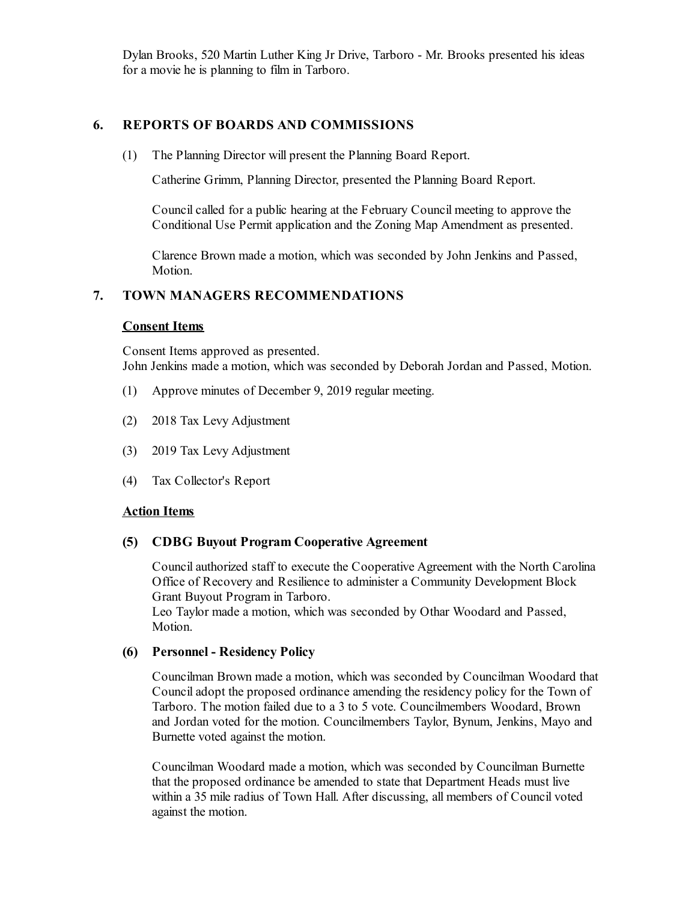Dylan Brooks, 520 Martin Luther King Jr Drive, Tarboro - Mr. Brooks presented his ideas for a movie he is planning to film in Tarboro.

## 6. REPORTS OF BOARDS AND COMMISSIONS

(1) The Planning Director will present the Planning Board Report.

Catherine Grimm, Planning Director, presented the Planning Board Report.

Council called for a public hearing at the February Council meeting to approve the Conditional Use Permit application and the Zoning Map Amendment as presented.

Clarence Brown made a motion, which was seconded by John Jenkins and Passed, Motion.

## 7. TOWN MANAGERS RECOMMENDATIONS

**Consent Items**

Consent Items approved as presented.
John Jenkins made a motion, which was seconded by Deborah Jordan and Passed, Motion.

(1) Approve minutes of December 9, 2019 regular meeting.

(2) 2018 Tax Levy Adjustment

(3) 2019 Tax Levy Adjustment

(4) Tax Collector's Report

**Action Items**

**(5) CDBG Buyout Program Cooperative Agreement**

Council authorized staff to execute the Cooperative Agreement with the North Carolina Office of Recovery and Resilience to administer a Community Development Block Grant Buyout Program in Tarboro.
Leo Taylor made a motion, which was seconded by Othar Woodard and Passed, Motion.

**(6) Personnel - Residency Policy**

Councilman Brown made a motion, which was seconded by Councilman Woodard that Council adopt the proposed ordinance amending the residency policy for the Town of Tarboro. The motion failed due to a 3 to 5 vote. Councilmembers Woodard, Brown and Jordan voted for the motion. Councilmembers Taylor, Bynum, Jenkins, Mayo and Burnette voted against the motion.

Councilman Woodard made a motion, which was seconded by Councilman Burnette that the proposed ordinance be amended to state that Department Heads must live within a 35 mile radius of Town Hall. After discussing, all members of Council voted against the motion.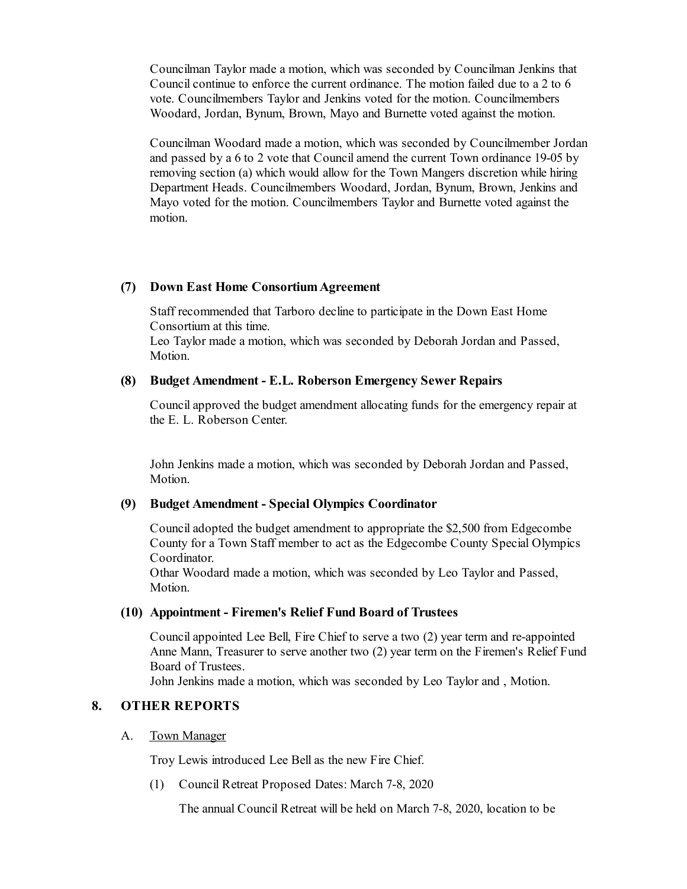Councilman Taylor made a motion, which was seconded by Councilman Jenkins that Council continue to enforce the current ordinance. The motion failed due to a 2 to 6 vote. Councilmembers Taylor and Jenkins voted for the motion. Councilmembers Woodard, Jordan, Bynum, Brown, Mayo and Burnette voted against the motion.

Councilman Woodard made a motion, which was seconded by Councilmember Jordan and passed by a 6 to 2 vote that Council amend the current Town ordinance 19-05 by removing section (a) which would allow for the Town Mangers discretion while hiring Department Heads. Councilmembers Woodard, Jordan, Bynum, Brown, Jenkins and Mayo voted for the motion. Councilmembers Taylor and Burnette voted against the motion.

**(7) Down East Home Consortium Agreement**

Staff recommended that Tarboro decline to participate in the Down East Home Consortium at this time.
Leo Taylor made a motion, which was seconded by Deborah Jordan and Passed, Motion.

**(8) Budget Amendment - E.L. Roberson Emergency Sewer Repairs**

Council approved the budget amendment allocating funds for the emergency repair at the E. L. Roberson Center.

John Jenkins made a motion, which was seconded by Deborah Jordan and Passed, Motion.

**(9) Budget Amendment - Special Olympics Coordinator**

Council adopted the budget amendment to appropriate the $2,500 from Edgecombe County for a Town Staff member to act as the Edgecombe County Special Olympics Coordinator.
Othar Woodard made a motion, which was seconded by Leo Taylor and Passed, Motion.

**(10) Appointment - Firemen's Relief Fund Board of Trustees**

Council appointed Lee Bell, Fire Chief to serve a two (2) year term and re-appointed Anne Mann, Treasurer to serve another two (2) year term on the Firemen's Relief Fund Board of Trustees.
John Jenkins made a motion, which was seconded by Leo Taylor and , Motion.

## 8. OTHER REPORTS

A. Town Manager

Troy Lewis introduced Lee Bell as the new Fire Chief.

(1) Council Retreat Proposed Dates: March 7-8, 2020

The annual Council Retreat will be held on March 7-8, 2020, location to be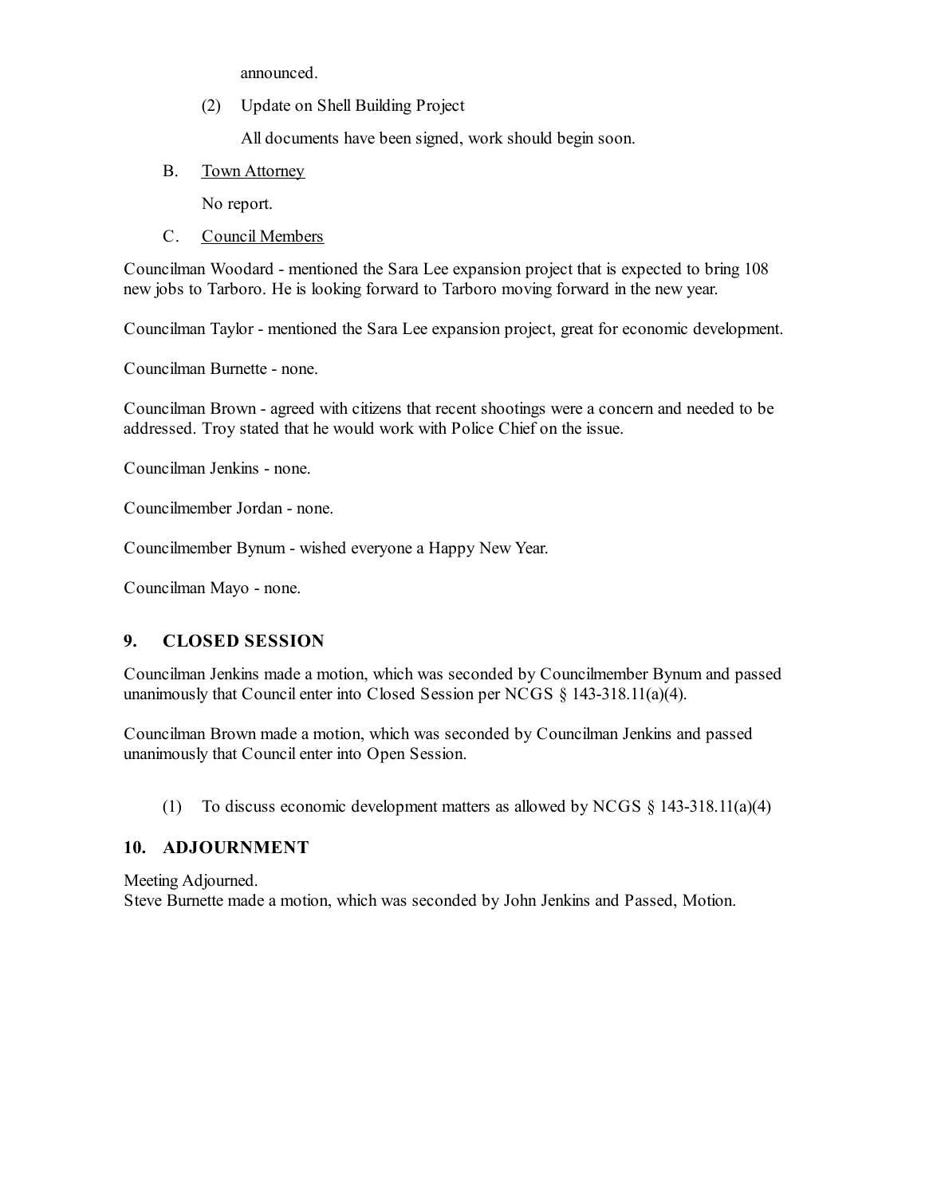announced.

(2) Update on Shell Building Project

All documents have been signed, work should begin soon.

B. Town Attorney

No report.

C. Council Members

Councilman Woodard - mentioned the Sara Lee expansion project that is expected to bring 108 new jobs to Tarboro. He is looking forward to Tarboro moving forward in the new year.

Councilman Taylor - mentioned the Sara Lee expansion project, great for economic development.

Councilman Burnette - none.

Councilman Brown - agreed with citizens that recent shootings were a concern and needed to be addressed. Troy stated that he would work with Police Chief on the issue.

Councilman Jenkins - none.

Councilmember Jordan - none.

Councilmember Bynum - wished everyone a Happy New Year.

Councilman Mayo - none.

## 9. CLOSED SESSION

Councilman Jenkins made a motion, which was seconded by Councilmember Bynum and passed unanimously that Council enter into Closed Session per NCGS § 143-318.11(a)(4).

Councilman Brown made a motion, which was seconded by Councilman Jenkins and passed unanimously that Council enter into Open Session.

(1) To discuss economic development matters as allowed by NCGS § 143-318.11(a)(4)

## 10. ADJOURNMENT

Meeting Adjourned.
Steve Burnette made a motion, which was seconded by John Jenkins and Passed, Motion.